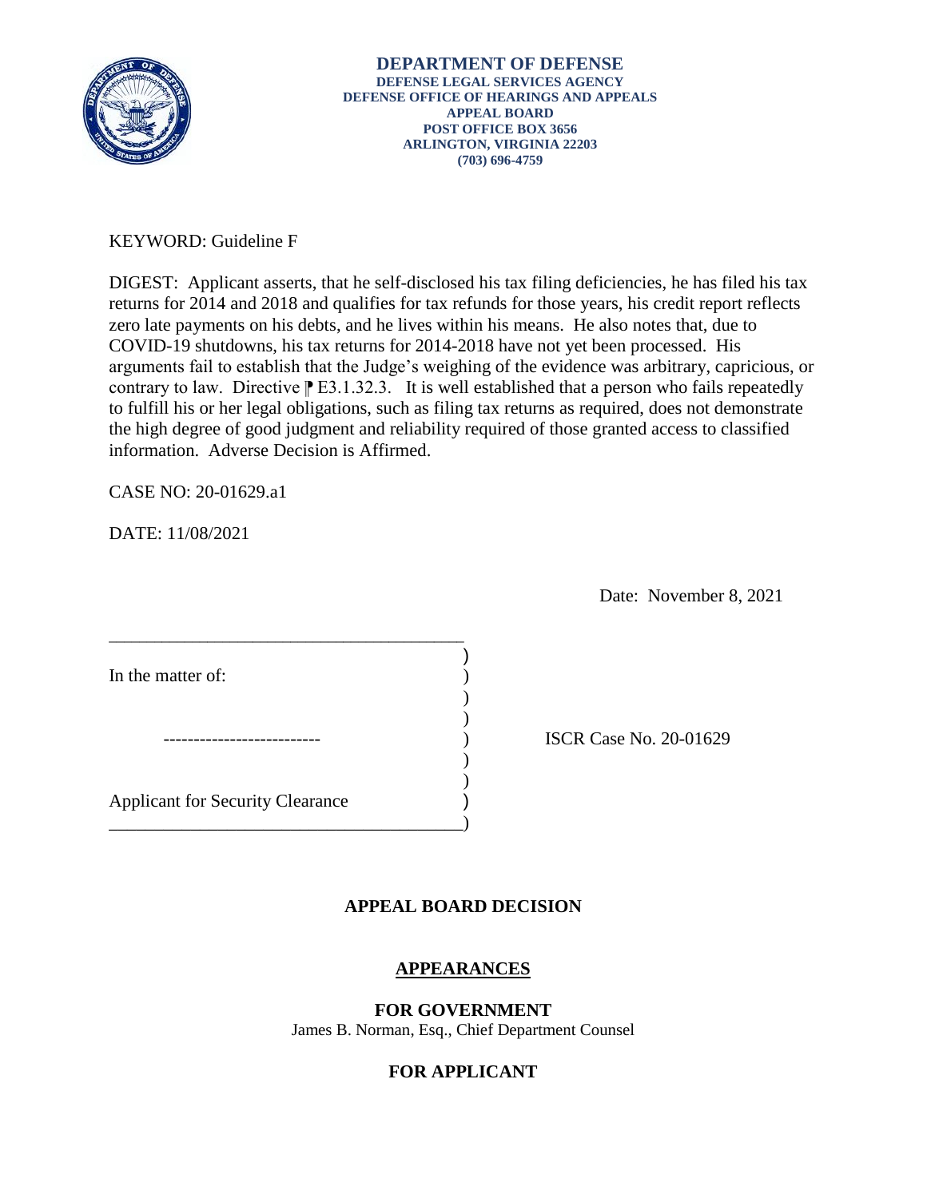**DEPARTMENT OF DEFENSE**
**DEFENSE LEGAL SERVICES AGENCY**
**DEFENSE OFFICE OF HEARINGS AND APPEALS**
**APPEAL BOARD**
**POST OFFICE BOX 3656**
**ARLINGTON, VIRGINIA 22203**
**(703) 696-4759**

KEYWORD: Guideline F

DIGEST: Applicant asserts, that he self-disclosed his tax filing deficiencies, he has filed his tax returns for 2014 and 2018 and qualifies for tax refunds for those years, his credit report reflects zero late payments on his debts, and he lives within his means. He also notes that, due to COVID-19 shutdowns, his tax returns for 2014-2018 have not yet been processed. His arguments fail to establish that the Judge's weighing of the evidence was arbitrary, capricious, or contrary to law. Directive ⁋ E3.1.32.3. It is well established that a person who fails repeatedly to fulfill his or her legal obligations, such as filing tax returns as required, does not demonstrate the high degree of good judgment and reliability required of those granted access to classified information. Adverse Decision is Affirmed.

CASE NO: 20-01629.a1

DATE: 11/08/2021

Date: November 8, 2021

| | |
|---|---|
| In the matter of: | |
| -------------------------- | ISCR Case No. 20-01629 |
| Applicant for Security Clearance | |

## APPEAL BOARD DECISION

### APPEARANCES

**FOR GOVERNMENT**
James B. Norman, Esq., Chief Department Counsel

**FOR APPLICANT**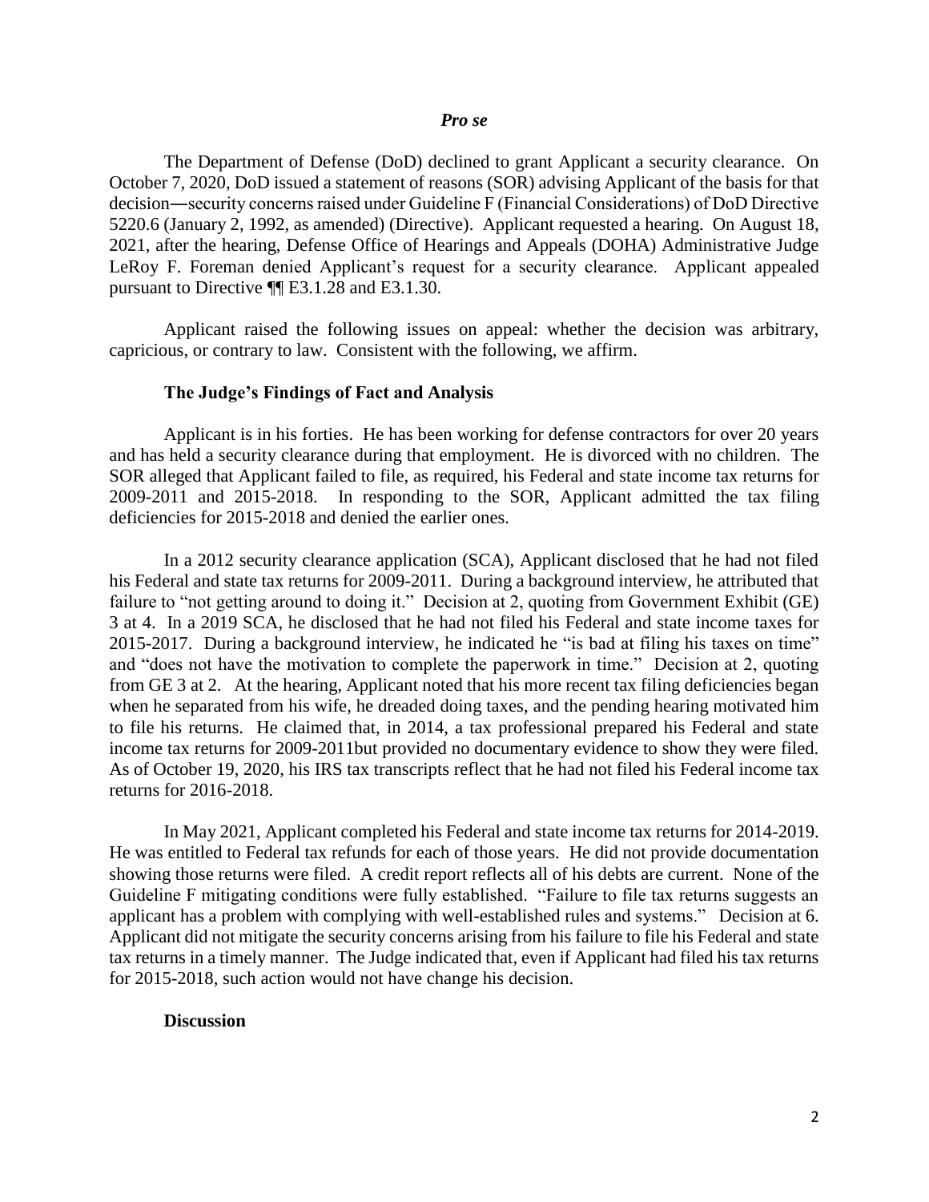***Pro se***

The Department of Defense (DoD) declined to grant Applicant a security clearance. On October 7, 2020, DoD issued a statement of reasons (SOR) advising Applicant of the basis for that decision―security concerns raised under Guideline F (Financial Considerations) of DoD Directive 5220.6 (January 2, 1992, as amended) (Directive). Applicant requested a hearing. On August 18, 2021, after the hearing, Defense Office of Hearings and Appeals (DOHA) Administrative Judge LeRoy F. Foreman denied Applicant's request for a security clearance. Applicant appealed pursuant to Directive ¶¶ E3.1.28 and E3.1.30.

Applicant raised the following issues on appeal: whether the decision was arbitrary, capricious, or contrary to law. Consistent with the following, we affirm.

**The Judge's Findings of Fact and Analysis**

Applicant is in his forties. He has been working for defense contractors for over 20 years and has held a security clearance during that employment. He is divorced with no children. The SOR alleged that Applicant failed to file, as required, his Federal and state income tax returns for 2009-2011 and 2015-2018. In responding to the SOR, Applicant admitted the tax filing deficiencies for 2015-2018 and denied the earlier ones.

In a 2012 security clearance application (SCA), Applicant disclosed that he had not filed his Federal and state tax returns for 2009-2011. During a background interview, he attributed that failure to "not getting around to doing it." Decision at 2, quoting from Government Exhibit (GE) 3 at 4. In a 2019 SCA, he disclosed that he had not filed his Federal and state income taxes for 2015-2017. During a background interview, he indicated he "is bad at filing his taxes on time" and "does not have the motivation to complete the paperwork in time." Decision at 2, quoting from GE 3 at 2. At the hearing, Applicant noted that his more recent tax filing deficiencies began when he separated from his wife, he dreaded doing taxes, and the pending hearing motivated him to file his returns. He claimed that, in 2014, a tax professional prepared his Federal and state income tax returns for 2009-2011but provided no documentary evidence to show they were filed. As of October 19, 2020, his IRS tax transcripts reflect that he had not filed his Federal income tax returns for 2016-2018.

In May 2021, Applicant completed his Federal and state income tax returns for 2014-2019. He was entitled to Federal tax refunds for each of those years. He did not provide documentation showing those returns were filed. A credit report reflects all of his debts are current. None of the Guideline F mitigating conditions were fully established. "Failure to file tax returns suggests an applicant has a problem with complying with well-established rules and systems." Decision at 6. Applicant did not mitigate the security concerns arising from his failure to file his Federal and state tax returns in a timely manner. The Judge indicated that, even if Applicant had filed his tax returns for 2015-2018, such action would not have change his decision.

**Discussion**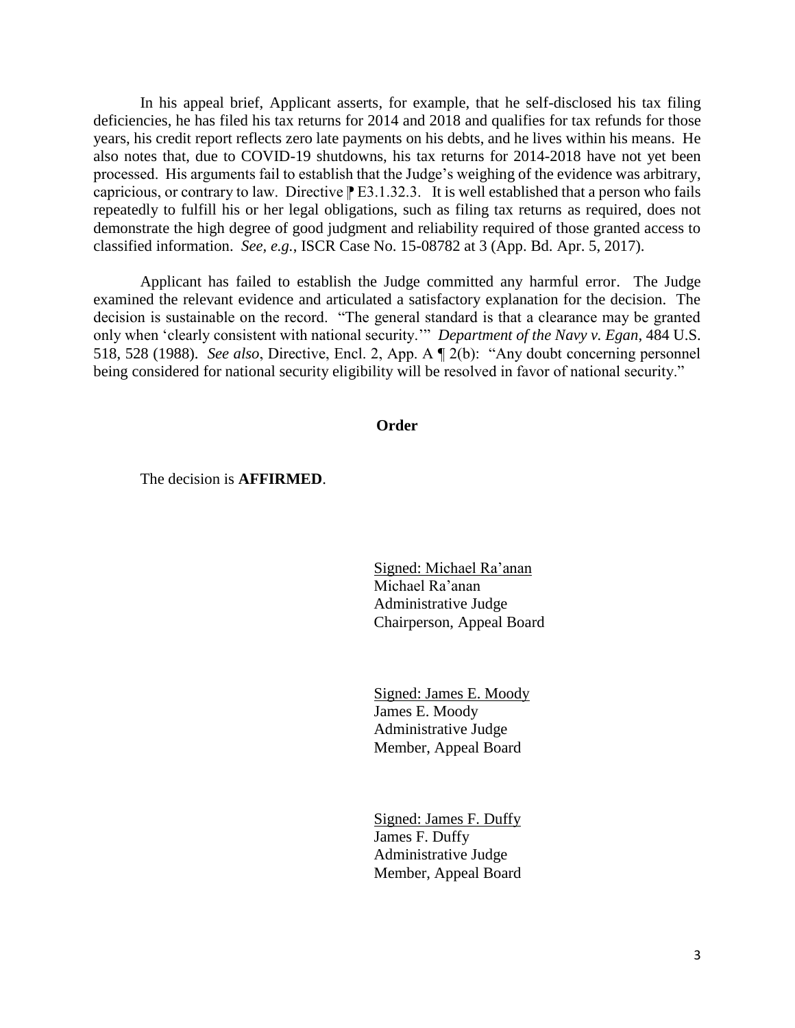In his appeal brief, Applicant asserts, for example, that he self-disclosed his tax filing deficiencies, he has filed his tax returns for 2014 and 2018 and qualifies for tax refunds for those years, his credit report reflects zero late payments on his debts, and he lives within his means. He also notes that, due to COVID-19 shutdowns, his tax returns for 2014-2018 have not yet been processed. His arguments fail to establish that the Judge's weighing of the evidence was arbitrary, capricious, or contrary to law. Directive ⁋ E3.1.32.3. It is well established that a person who fails repeatedly to fulfill his or her legal obligations, such as filing tax returns as required, does not demonstrate the high degree of good judgment and reliability required of those granted access to classified information. *See*, *e.g.*, ISCR Case No. 15-08782 at 3 (App. Bd. Apr. 5, 2017).

Applicant has failed to establish the Judge committed any harmful error. The Judge examined the relevant evidence and articulated a satisfactory explanation for the decision. The decision is sustainable on the record. "The general standard is that a clearance may be granted only when 'clearly consistent with national security.'" *Department of the Navy v. Egan*, 484 U.S. 518, 528 (1988). *See also*, Directive, Encl. 2, App. A ¶ 2(b): "Any doubt concerning personnel being considered for national security eligibility will be resolved in favor of national security."

## Order

The decision is **AFFIRMED**.

Signed: Michael Ra'anan
Michael Ra'anan
Administrative Judge
Chairperson, Appeal Board

Signed: James E. Moody
James E. Moody
Administrative Judge
Member, Appeal Board

Signed: James F. Duffy
James F. Duffy
Administrative Judge
Member, Appeal Board